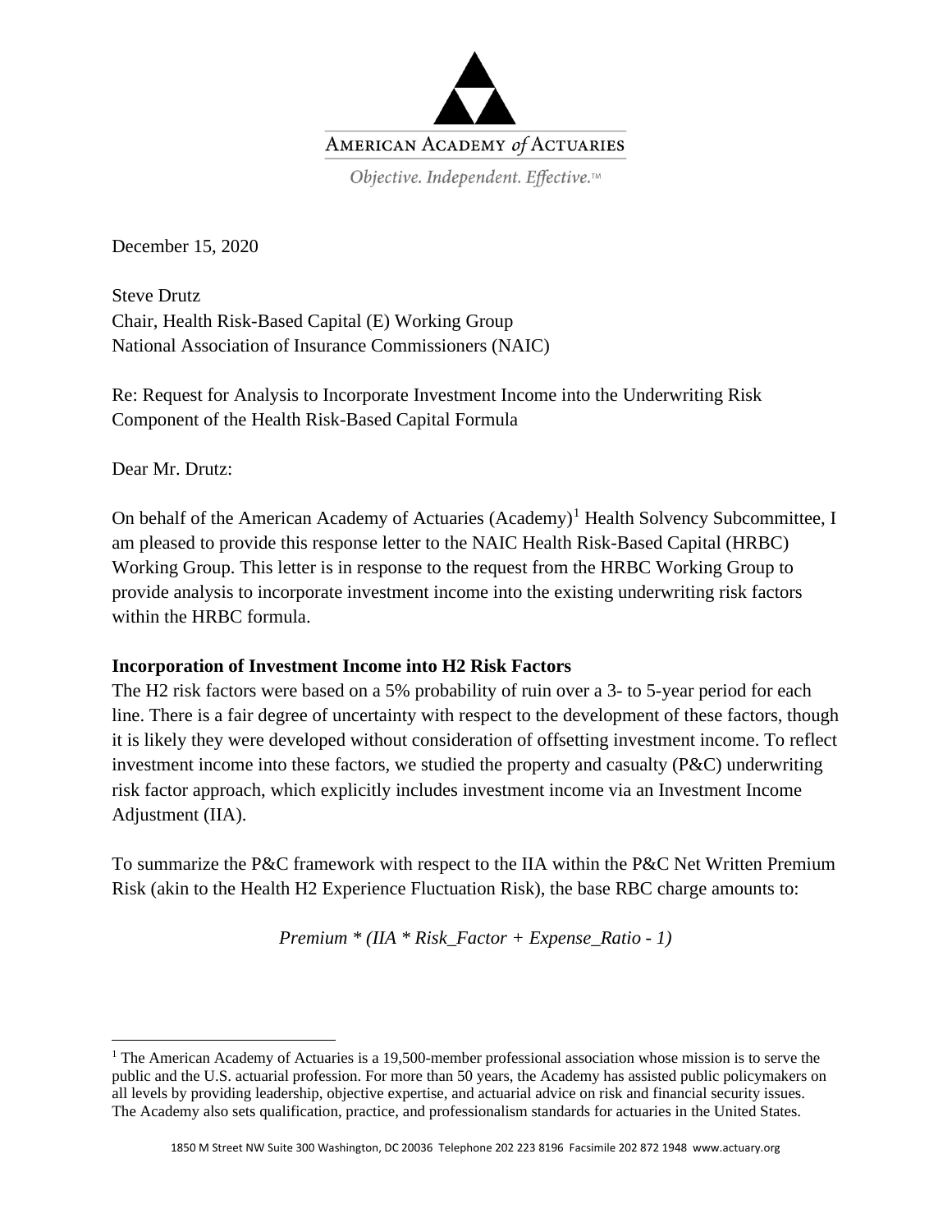AMERICAN ACADEMY *of* ACTUARIES

*Objective. Independent. Effective.*™

December 15, 2020

Steve Drutz
Chair, Health Risk-Based Capital (E) Working Group
National Association of Insurance Commissioners (NAIC)

Re: Request for Analysis to Incorporate Investment Income into the Underwriting Risk Component of the Health Risk-Based Capital Formula

Dear Mr. Drutz:

On behalf of the American Academy of Actuaries (Academy)[1] Health Solvency Subcommittee, I am pleased to provide this response letter to the NAIC Health Risk-Based Capital (HRBC) Working Group. This letter is in response to the request from the HRBC Working Group to provide analysis to incorporate investment income into the existing underwriting risk factors within the HRBC formula.

**Incorporation of Investment Income into H2 Risk Factors**

The H2 risk factors were based on a 5% probability of ruin over a 3- to 5-year period for each line. There is a fair degree of uncertainty with respect to the development of these factors, though it is likely they were developed without consideration of offsetting investment income. To reflect investment income into these factors, we studied the property and casualty (P&C) underwriting risk factor approach, which explicitly includes investment income via an Investment Income Adjustment (IIA).

To summarize the P&C framework with respect to the IIA within the P&C Net Written Premium Risk (akin to the Health H2 Experience Fluctuation Risk), the base RBC charge amounts to:

$$Premium * (IIA * Risk\_Factor + Expense\_Ratio - 1)$$

[1] The American Academy of Actuaries is a 19,500-member professional association whose mission is to serve the public and the U.S. actuarial profession. For more than 50 years, the Academy has assisted public policymakers on all levels by providing leadership, objective expertise, and actuarial advice on risk and financial security issues. The Academy also sets qualification, practice, and professionalism standards for actuaries in the United States.

1850 M Street NW Suite 300 Washington, DC 20036 Telephone 202 223 8196 Facsimile 202 872 1948 www.actuary.org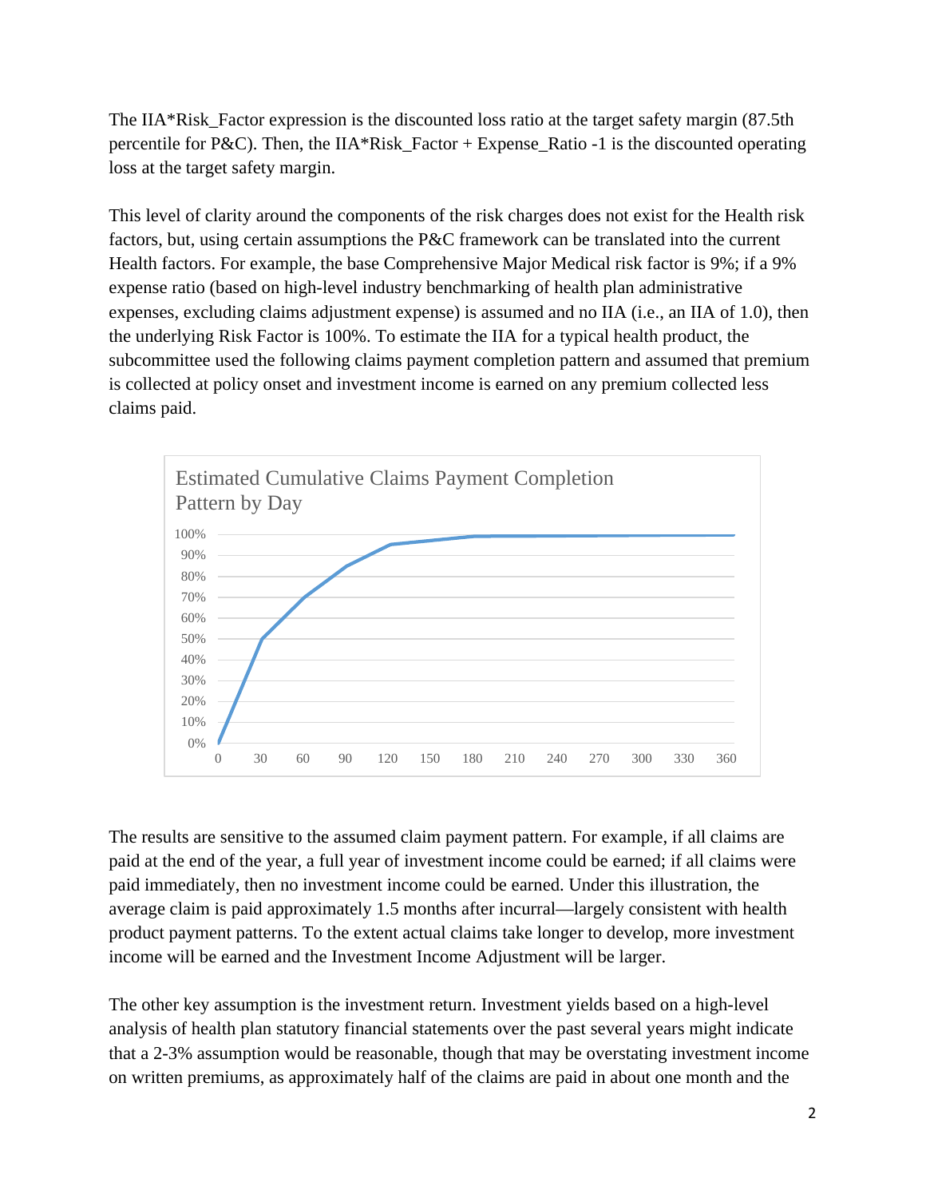The IIA*Risk_Factor expression is the discounted loss ratio at the target safety margin (87.5th percentile for P&C). Then, the IIA*Risk_Factor + Expense_Ratio -1 is the discounted operating loss at the target safety margin.

This level of clarity around the components of the risk charges does not exist for the Health risk factors, but, using certain assumptions the P&C framework can be translated into the current Health factors. For example, the base Comprehensive Major Medical risk factor is 9%; if a 9% expense ratio (based on high-level industry benchmarking of health plan administrative expenses, excluding claims adjustment expense) is assumed and no IIA (i.e., an IIA of 1.0), then the underlying Risk Factor is 100%. To estimate the IIA for a typical health product, the subcommittee used the following claims payment completion pattern and assumed that premium is collected at policy onset and investment income is earned on any premium collected less claims paid.

**Estimated Cumulative Claims Payment Completion Pattern by Day**

The results are sensitive to the assumed claim payment pattern. For example, if all claims are paid at the end of the year, a full year of investment income could be earned; if all claims were paid immediately, then no investment income could be earned. Under this illustration, the average claim is paid approximately 1.5 months after incurral—largely consistent with health product payment patterns. To the extent actual claims take longer to develop, more investment income will be earned and the Investment Income Adjustment will be larger.

The other key assumption is the investment return. Investment yields based on a high-level analysis of health plan statutory financial statements over the past several years might indicate that a 2-3% assumption would be reasonable, though that may be overstating investment income on written premiums, as approximately half of the claims are paid in about one month and the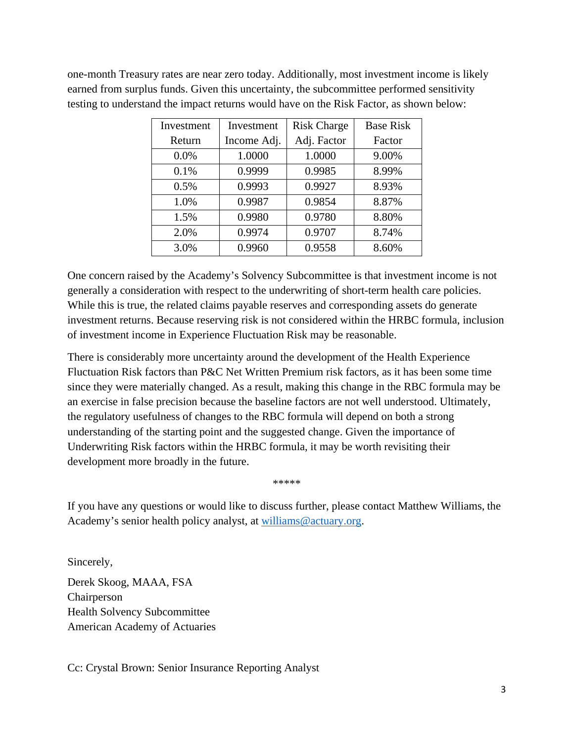one-month Treasury rates are near zero today. Additionally, most investment income is likely earned from surplus funds. Given this uncertainty, the subcommittee performed sensitivity testing to understand the impact returns would have on the Risk Factor, as shown below:

| Investment Return | Investment Income Adj. | Risk Charge Adj. Factor | Base Risk Factor |
|---|---|---|---|
| 0.0% | 1.0000 | 1.0000 | 9.00% |
| 0.1% | 0.9999 | 0.9985 | 8.99% |
| 0.5% | 0.9993 | 0.9927 | 8.93% |
| 1.0% | 0.9987 | 0.9854 | 8.87% |
| 1.5% | 0.9980 | 0.9780 | 8.80% |
| 2.0% | 0.9974 | 0.9707 | 8.74% |
| 3.0% | 0.9960 | 0.9558 | 8.60% |

One concern raised by the Academy's Solvency Subcommittee is that investment income is not generally a consideration with respect to the underwriting of short-term health care policies. While this is true, the related claims payable reserves and corresponding assets do generate investment returns. Because reserving risk is not considered within the HRBC formula, inclusion of investment income in Experience Fluctuation Risk may be reasonable.

There is considerably more uncertainty around the development of the Health Experience Fluctuation Risk factors than P&C Net Written Premium risk factors, as it has been some time since they were materially changed. As a result, making this change in the RBC formula may be an exercise in false precision because the baseline factors are not well understood. Ultimately, the regulatory usefulness of changes to the RBC formula will depend on both a strong understanding of the starting point and the suggested change. Given the importance of Underwriting Risk factors within the HRBC formula, it may be worth revisiting their development more broadly in the future.

*****

If you have any questions or would like to discuss further, please contact Matthew Williams, the Academy's senior health policy analyst, at williams@actuary.org.

Sincerely,

Derek Skoog, MAAA, FSA
Chairperson
Health Solvency Subcommittee
American Academy of Actuaries

Cc: Crystal Brown: Senior Insurance Reporting Analyst